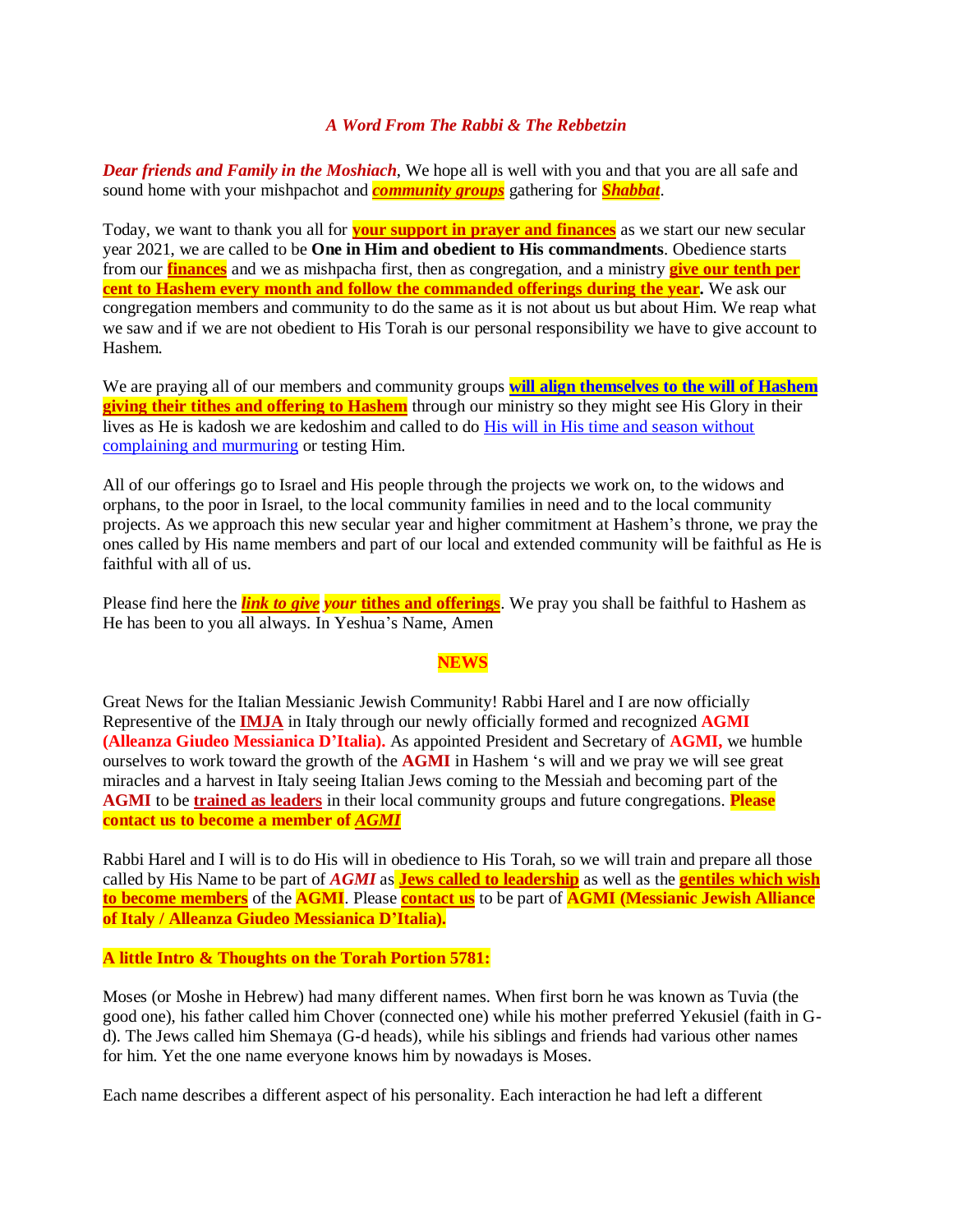*A Word From The Rabbi & The Rebbetzin*

***Dear friends and Family in the Moshiach***, We hope all is well with you and that you are all safe and sound home with your mishpachot and ***community groups*** gathering for ***Shabbat***.

Today, we want to thank you all for **your support in prayer and finances** as we start our new secular year 2021, we are called to be **One in Him and obedient to His commandments**. Obedience starts from our **finances** and we as mishpacha first, then as congregation, and a ministry **give our tenth per cent to Hashem every month and follow the commanded offerings during the year.** We ask our congregation members and community to do the same as it is not about us but about Him. We reap what we saw and if we are not obedient to His Torah is our personal responsibility we have to give account to Hashem.

We are praying all of our members and community groups **will align themselves to the will of Hashem giving their tithes and offering to Hashem** through our ministry so they might see His Glory in their lives as He is kadosh we are kedoshim and called to do His will in His time and season without complaining and murmuring or testing Him.

All of our offerings go to Israel and His people through the projects we work on, to the widows and orphans, to the poor in Israel, to the local community families in need and to the local community projects. As we approach this new secular year and higher commitment at Hashem's throne, we pray the ones called by His name members and part of our local and extended community will be faithful as He is faithful with all of us.

Please find here the ***link to give your*** **tithes and offerings**. We pray you shall be faithful to Hashem as He has been to you all always. In Yeshua's Name, Amen

**NEWS**

Great News for the Italian Messianic Jewish Community! Rabbi Harel and I are now officially Representive of the **IMJA** in Italy through our newly officially formed and recognized **AGMI (Alleanza Giudeo Messianica D'Italia).** As appointed President and Secretary of **AGMI,** we humble ourselves to work toward the growth of the **AGMI** in Hashem 's will and we pray we will see great miracles and a harvest in Italy seeing Italian Jews coming to the Messiah and becoming part of the **AGMI** to be **trained as leaders** in their local community groups and future congregations. **Please contact us to become a member of *AGMI***

Rabbi Harel and I will is to do His will in obedience to His Torah, so we will train and prepare all those called by His Name to be part of ***AGMI*** as **Jews called to leadership** as well as the **gentiles which wish to become members** of the **AGMI**. Please **contact us** to be part of **AGMI (Messianic Jewish Alliance of Italy / Alleanza Giudeo Messianica D'Italia).**

**A little Intro & Thoughts on the Torah Portion 5781:**

Moses (or Moshe in Hebrew) had many different names. When first born he was known as Tuvia (the good one), his father called him Chover (connected one) while his mother preferred Yekusiel (faith in G-d). The Jews called him Shemaya (G-d heads), while his siblings and friends had various other names for him. Yet the one name everyone knows him by nowadays is Moses.

Each name describes a different aspect of his personality. Each interaction he had left a different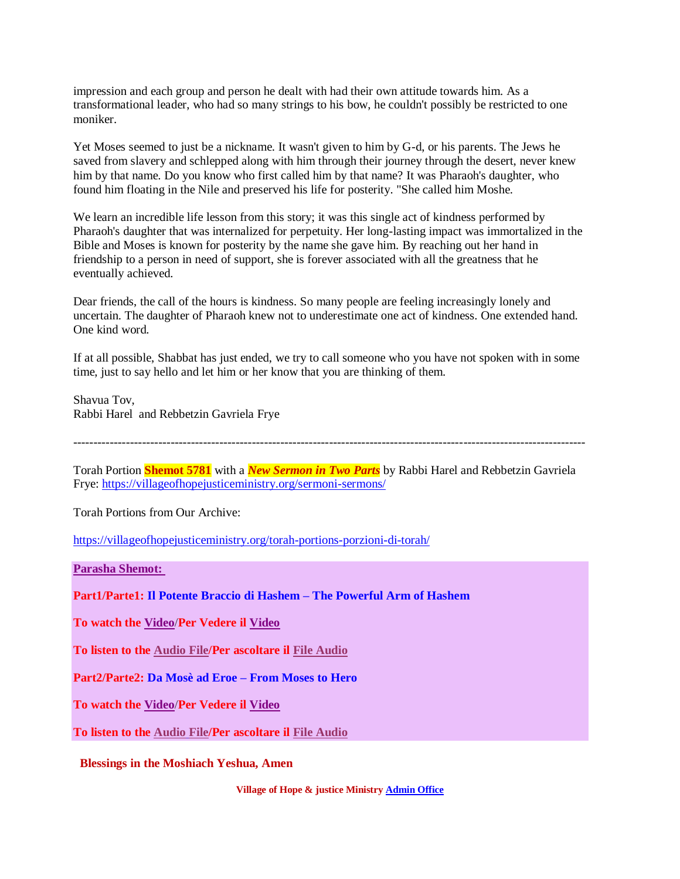impression and each group and person he dealt with had their own attitude towards him. As a transformational leader, who had so many strings to his bow, he couldn't possibly be restricted to one moniker.

Yet Moses seemed to just be a nickname. It wasn't given to him by G-d, or his parents. The Jews he saved from slavery and schlepped along with him through their journey through the desert, never knew him by that name. Do you know who first called him by that name? It was Pharaoh's daughter, who found him floating in the Nile and preserved his life for posterity. "She called him Moshe.

We learn an incredible life lesson from this story; it was this single act of kindness performed by Pharaoh's daughter that was internalized for perpetuity. Her long-lasting impact was immortalized in the Bible and Moses is known for posterity by the name she gave him. By reaching out her hand in friendship to a person in need of support, she is forever associated with all the greatness that he eventually achieved.

Dear friends, the call of the hours is kindness. So many people are feeling increasingly lonely and uncertain. The daughter of Pharaoh knew not to underestimate one act of kindness. One extended hand. One kind word.

If at all possible, Shabbat has just ended, we try to call someone who you have not spoken with in some time, just to say hello and let him or her know that you are thinking of them.

Shavua Tov,
Rabbi Harel and Rebbetzin Gavriela Frye

---

Torah Portion **Shemot 5781** with a ***New Sermon in Two Parts*** by Rabbi Harel and Rebbetzin Gavriela Frye: https://villageofhopejusticeministry.org/sermoni-sermons/

Torah Portions from Our Archive:

https://villageofhopejusticeministry.org/torah-portions-porzioni-di-torah/

**Parasha Shemot:**

**Part1/Parte1: Il Potente Braccio di Hashem – The Powerful Arm of Hashem**

**To watch the Video/Per Vedere il Video**

**To listen to the Audio File/Per ascoltare il File Audio**

**Part2/Parte2: Da Mosè ad Eroe – From Moses to Hero**

**To watch the Video/Per Vedere il Video**

**To listen to the Audio File/Per ascoltare il File Audio**

**Blessings in the Moshiach Yeshua, Amen**

**Village of Hope & justice Ministry Admin Office**